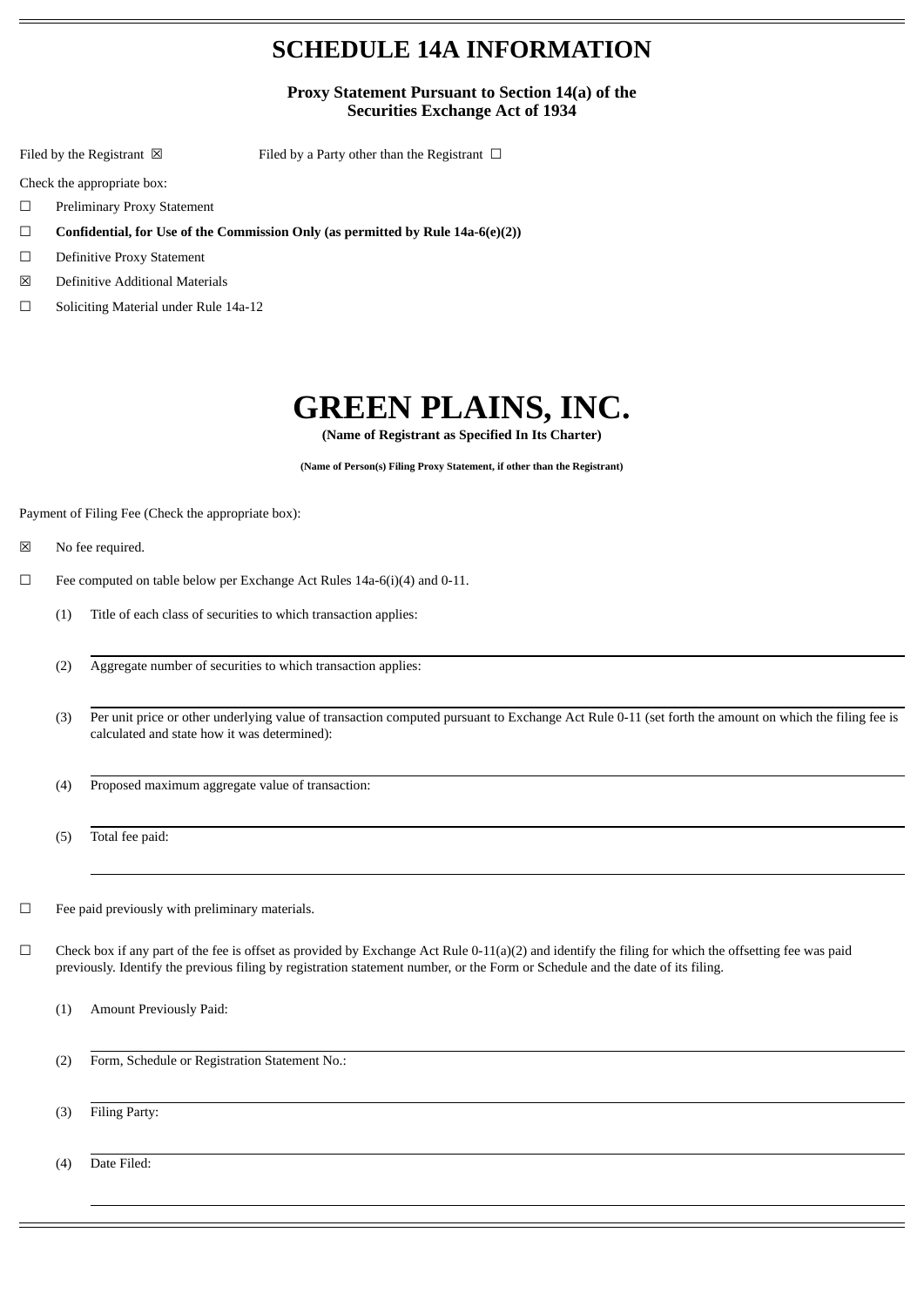# SCHEDULE 14A INFORMATION

**Proxy Statement Pursuant to Section 14(a) of the Securities Exchange Act of 1934**

Filed by the Registrant ☒ Filed by a Party other than the Registrant ☐

Check the appropriate box:

☐ Preliminary Proxy Statement

☐ **Confidential, for Use of the Commission Only (as permitted by Rule 14a-6(e)(2))**

☐ Definitive Proxy Statement

☒ Definitive Additional Materials

☐ Soliciting Material under Rule 14a-12

# GREEN PLAINS, INC.

**(Name of Registrant as Specified In Its Charter)**

**(Name of Person(s) Filing Proxy Statement, if other than the Registrant)**

Payment of Filing Fee (Check the appropriate box):

☒ No fee required.

☐ Fee computed on table below per Exchange Act Rules 14a-6(i)(4) and 0-11.

(1) Title of each class of securities to which transaction applies:

(2) Aggregate number of securities to which transaction applies:

(3) Per unit price or other underlying value of transaction computed pursuant to Exchange Act Rule 0-11 (set forth the amount on which the filing fee is calculated and state how it was determined):

(4) Proposed maximum aggregate value of transaction:

(5) Total fee paid:

☐ Fee paid previously with preliminary materials.

☐ Check box if any part of the fee is offset as provided by Exchange Act Rule 0-11(a)(2) and identify the filing for which the offsetting fee was paid previously. Identify the previous filing by registration statement number, or the Form or Schedule and the date of its filing.

(1) Amount Previously Paid:

(2) Form, Schedule or Registration Statement No.:

(3) Filing Party:

(4) Date Filed: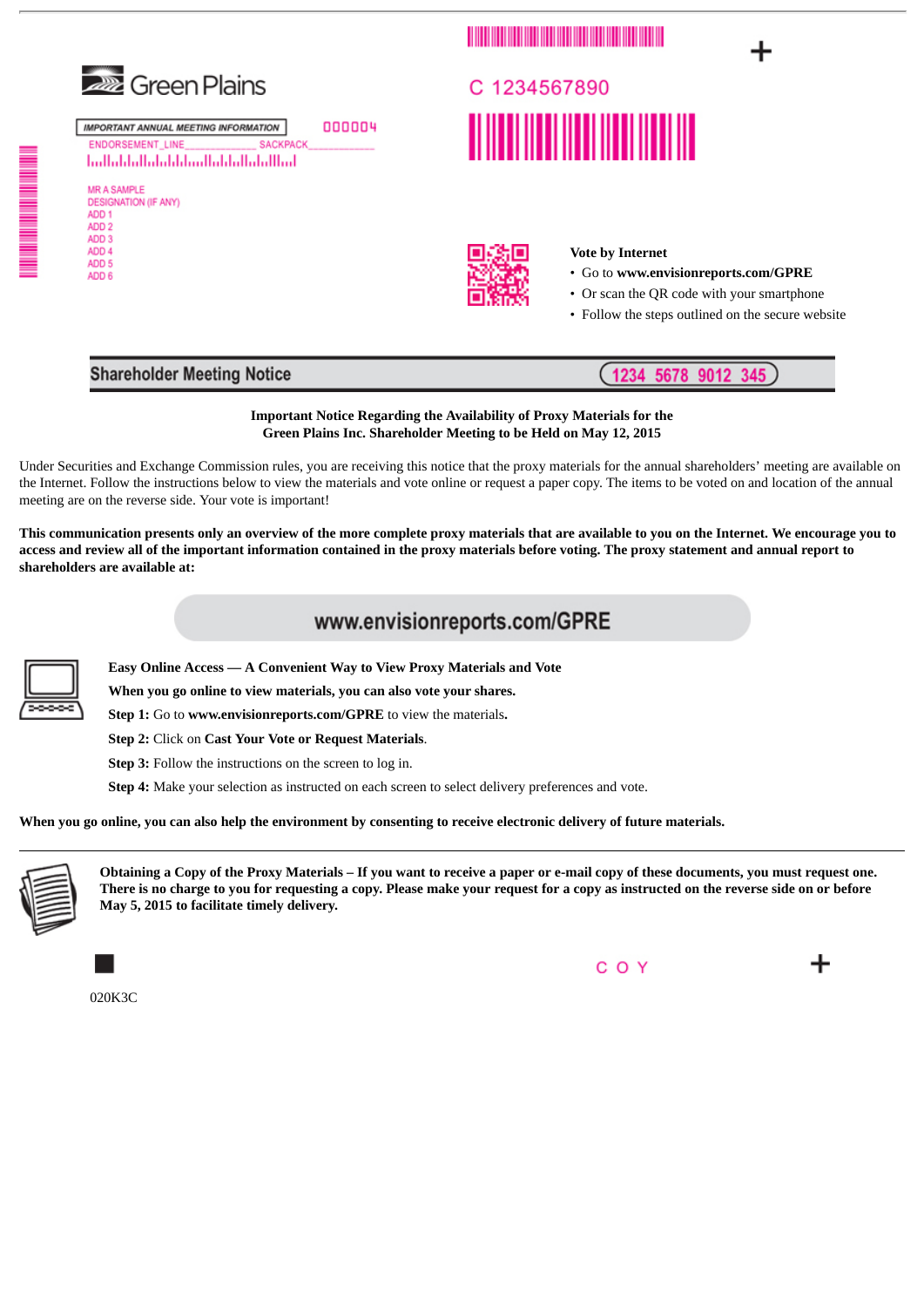Green Plains

C 1234567890

IMPORTANT ANNUAL MEETING INFORMATION 000004

ENDORSEMENT_LINE______________ SACKPACK___________

MR A SAMPLE
DESIGNATION (IF ANY)
ADD 1
ADD 2
ADD 3
ADD 4
ADD 5
ADD 6

**Vote by Internet**

- Go to **www.envisionreports.com/GPRE**
- Or scan the QR code with your smartphone
- Follow the steps outlined on the secure website

## Shareholder Meeting Notice

1234 5678 9012 345

**Important Notice Regarding the Availability of Proxy Materials for the Green Plains Inc. Shareholder Meeting to be Held on May 12, 2015**

Under Securities and Exchange Commission rules, you are receiving this notice that the proxy materials for the annual shareholders' meeting are available on the Internet. Follow the instructions below to view the materials and vote online or request a paper copy. The items to be voted on and location of the annual meeting are on the reverse side. Your vote is important!

**This communication presents only an overview of the more complete proxy materials that are available to you on the Internet. We encourage you to access and review all of the important information contained in the proxy materials before voting. The proxy statement and annual report to shareholders are available at:**

**www.envisionreports.com/GPRE**

**Easy Online Access — A Convenient Way to View Proxy Materials and Vote**

**When you go online to view materials, you can also vote your shares.**

**Step 1:** Go to **www.envisionreports.com/GPRE** to view the materials.

**Step 2:** Click on **Cast Your Vote or Request Materials**.

**Step 3:** Follow the instructions on the screen to log in.

**Step 4:** Make your selection as instructed on each screen to select delivery preferences and vote.

**When you go online, you can also help the environment by consenting to receive electronic delivery of future materials.**

---

**Obtaining a Copy of the Proxy Materials – If you want to receive a paper or e-mail copy of these documents, you must request one. There is no charge to you for requesting a copy. Please make your request for a copy as instructed on the reverse side on or before May 5, 2015 to facilitate timely delivery.**

C O Y

020K3C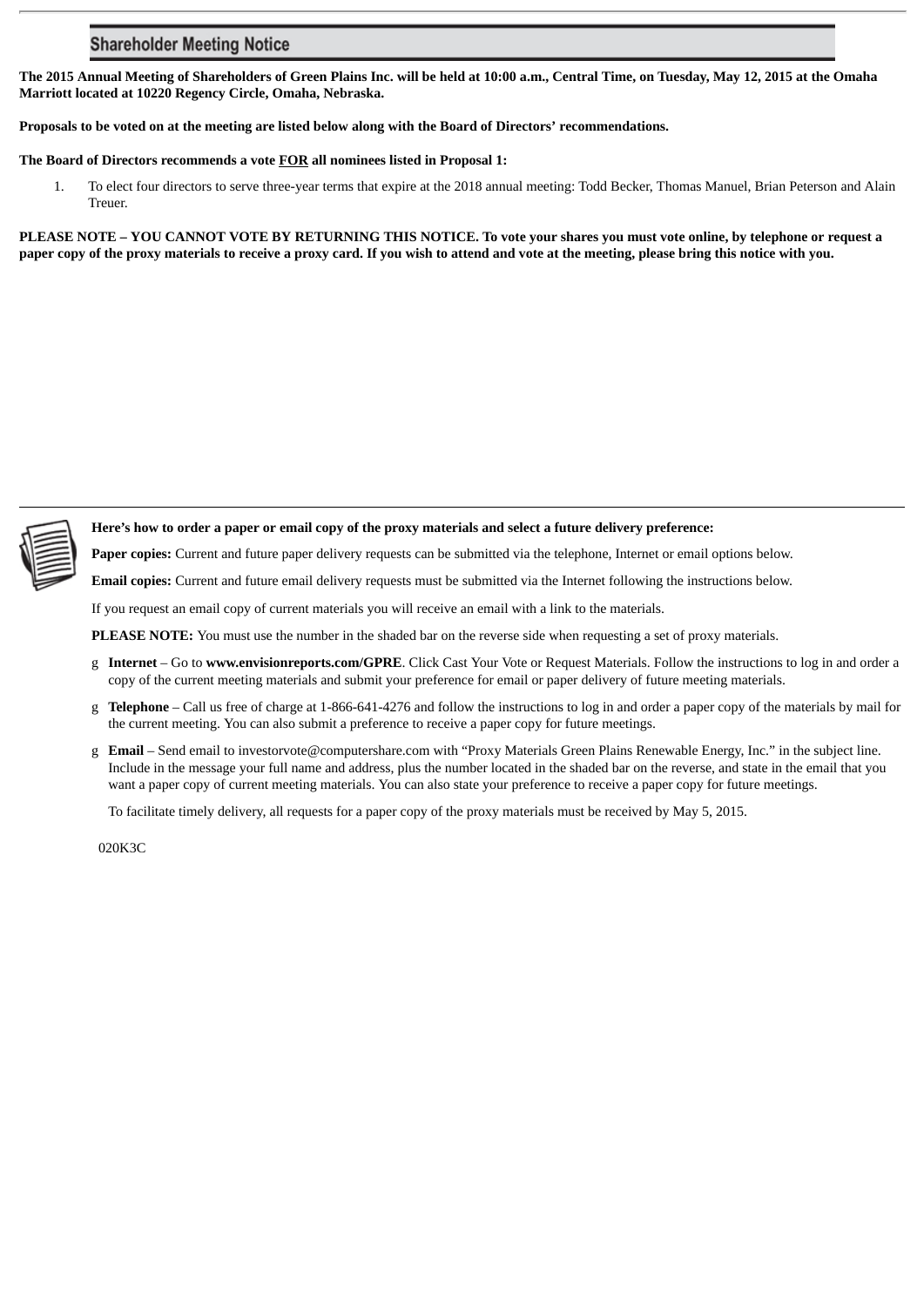## Shareholder Meeting Notice

**The 2015 Annual Meeting of Shareholders of Green Plains Inc. will be held at 10:00 a.m., Central Time, on Tuesday, May 12, 2015 at the Omaha Marriott located at 10220 Regency Circle, Omaha, Nebraska.**

**Proposals to be voted on at the meeting are listed below along with the Board of Directors' recommendations.**

**The Board of Directors recommends a vote <u>FOR</u> all nominees listed in Proposal 1:**

1. To elect four directors to serve three-year terms that expire at the 2018 annual meeting: Todd Becker, Thomas Manuel, Brian Peterson and Alain Treuer.

**PLEASE NOTE – YOU CANNOT VOTE BY RETURNING THIS NOTICE. To vote your shares you must vote online, by telephone or request a paper copy of the proxy materials to receive a proxy card. If you wish to attend and vote at the meeting, please bring this notice with you.**

---

**Here's how to order a paper or email copy of the proxy materials and select a future delivery preference:**

**Paper copies:** Current and future paper delivery requests can be submitted via the telephone, Internet or email options below.

**Email copies:** Current and future email delivery requests must be submitted via the Internet following the instructions below.

If you request an email copy of current materials you will receive an email with a link to the materials.

**PLEASE NOTE:** You must use the number in the shaded bar on the reverse side when requesting a set of proxy materials.

- **Internet** – Go to **www.envisionreports.com/GPRE**. Click Cast Your Vote or Request Materials. Follow the instructions to log in and order a copy of the current meeting materials and submit your preference for email or paper delivery of future meeting materials.
- **Telephone** – Call us free of charge at 1-866-641-4276 and follow the instructions to log in and order a paper copy of the materials by mail for the current meeting. You can also submit a preference to receive a paper copy for future meetings.
- **Email** – Send email to investorvote@computershare.com with "Proxy Materials Green Plains Renewable Energy, Inc." in the subject line. Include in the message your full name and address, plus the number located in the shaded bar on the reverse, and state in the email that you want a paper copy of current meeting materials. You can also state your preference to receive a paper copy for future meetings.

  To facilitate timely delivery, all requests for a paper copy of the proxy materials must be received by May 5, 2015.

020K3C